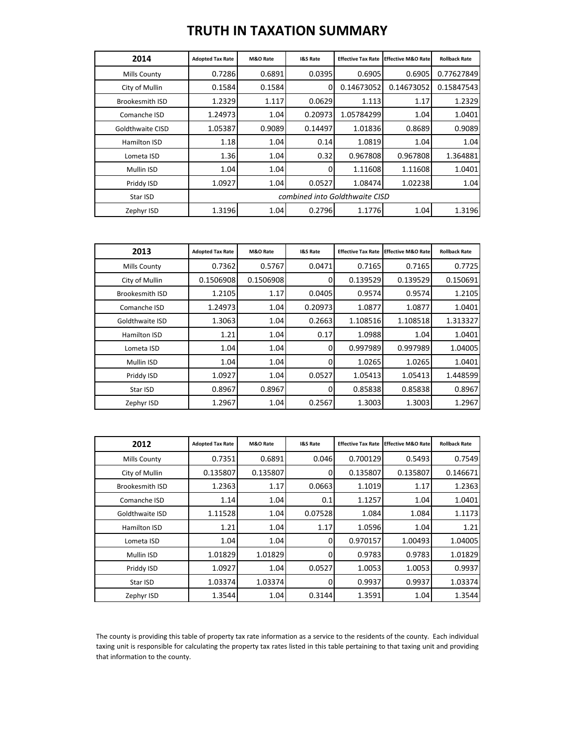# TRUTH IN TAXATION SUMMARY

| 2014 | Adopted Tax Rate | M&O Rate | I&S Rate | Effective Tax Rate | Effective M&O Rate | Rollback Rate |
|---|---|---|---|---|---|---|
| Mills County | 0.7286 | 0.6891 | 0.0395 | 0.6905 | 0.6905 | 0.77627849 |
| City of Mullin | 0.1584 | 0.1584 | 0 | 0.14673052 | 0.14673052 | 0.15847543 |
| Brookesmith ISD | 1.2329 | 1.117 | 0.0629 | 1.113 | 1.17 | 1.2329 |
| Comanche ISD | 1.24973 | 1.04 | 0.20973 | 1.05784299 | 1.04 | 1.0401 |
| Goldthwaite CISD | 1.05387 | 0.9089 | 0.14497 | 1.01836 | 0.8689 | 0.9089 |
| Hamilton ISD | 1.18 | 1.04 | 0.14 | 1.0819 | 1.04 | 1.04 |
| Lometa ISD | 1.36 | 1.04 | 0.32 | 0.967808 | 0.967808 | 1.364881 |
| Mullin ISD | 1.04 | 1.04 | 0 | 1.11608 | 1.11608 | 1.0401 |
| Priddy ISD | 1.0927 | 1.04 | 0.0527 | 1.08474 | 1.02238 | 1.04 |
| Star ISD | *combined into Goldthwaite CISD* | | | | | |
| Zephyr ISD | 1.3196 | 1.04 | 0.2796 | 1.1776 | 1.04 | 1.3196 |

| 2013 | Adopted Tax Rate | M&O Rate | I&S Rate | Effective Tax Rate | Effective M&O Rate | Rollback Rate |
|---|---|---|---|---|---|---|
| Mills County | 0.7362 | 0.5767 | 0.0471 | 0.7165 | 0.7165 | 0.7725 |
| City of Mullin | 0.1506908 | 0.1506908 | 0 | 0.139529 | 0.139529 | 0.150691 |
| Brookesmith ISD | 1.2105 | 1.17 | 0.0405 | 0.9574 | 0.9574 | 1.2105 |
| Comanche ISD | 1.24973 | 1.04 | 0.20973 | 1.0877 | 1.0877 | 1.0401 |
| Goldthwaite ISD | 1.3063 | 1.04 | 0.2663 | 1.108516 | 1.108518 | 1.313327 |
| Hamilton ISD | 1.21 | 1.04 | 0.17 | 1.0988 | 1.04 | 1.0401 |
| Lometa ISD | 1.04 | 1.04 | 0 | 0.997989 | 0.997989 | 1.04005 |
| Mullin ISD | 1.04 | 1.04 | 0 | 1.0265 | 1.0265 | 1.0401 |
| Priddy ISD | 1.0927 | 1.04 | 0.0527 | 1.05413 | 1.05413 | 1.448599 |
| Star ISD | 0.8967 | 0.8967 | 0 | 0.85838 | 0.85838 | 0.8967 |
| Zephyr ISD | 1.2967 | 1.04 | 0.2567 | 1.3003 | 1.3003 | 1.2967 |

| 2012 | Adopted Tax Rate | M&O Rate | I&S Rate | Effective Tax Rate | Effective M&O Rate | Rollback Rate |
|---|---|---|---|---|---|---|
| Mills County | 0.7351 | 0.6891 | 0.046 | 0.700129 | 0.5493 | 0.7549 |
| City of Mullin | 0.135807 | 0.135807 | 0 | 0.135807 | 0.135807 | 0.146671 |
| Brookesmith ISD | 1.2363 | 1.17 | 0.0663 | 1.1019 | 1.17 | 1.2363 |
| Comanche ISD | 1.14 | 1.04 | 0.1 | 1.1257 | 1.04 | 1.0401 |
| Goldthwaite ISD | 1.11528 | 1.04 | 0.07528 | 1.084 | 1.084 | 1.1173 |
| Hamilton ISD | 1.21 | 1.04 | 1.17 | 1.0596 | 1.04 | 1.21 |
| Lometa ISD | 1.04 | 1.04 | 0 | 0.970157 | 1.00493 | 1.04005 |
| Mullin ISD | 1.01829 | 1.01829 | 0 | 0.9783 | 0.9783 | 1.01829 |
| Priddy ISD | 1.0927 | 1.04 | 0.0527 | 1.0053 | 1.0053 | 0.9937 |
| Star ISD | 1.03374 | 1.03374 | 0 | 0.9937 | 0.9937 | 1.03374 |
| Zephyr ISD | 1.3544 | 1.04 | 0.3144 | 1.3591 | 1.04 | 1.3544 |

The county is providing this table of property tax rate information as a service to the residents of the county. Each individual taxing unit is responsible for calculating the property tax rates listed in this table pertaining to that taxing unit and providing that information to the county.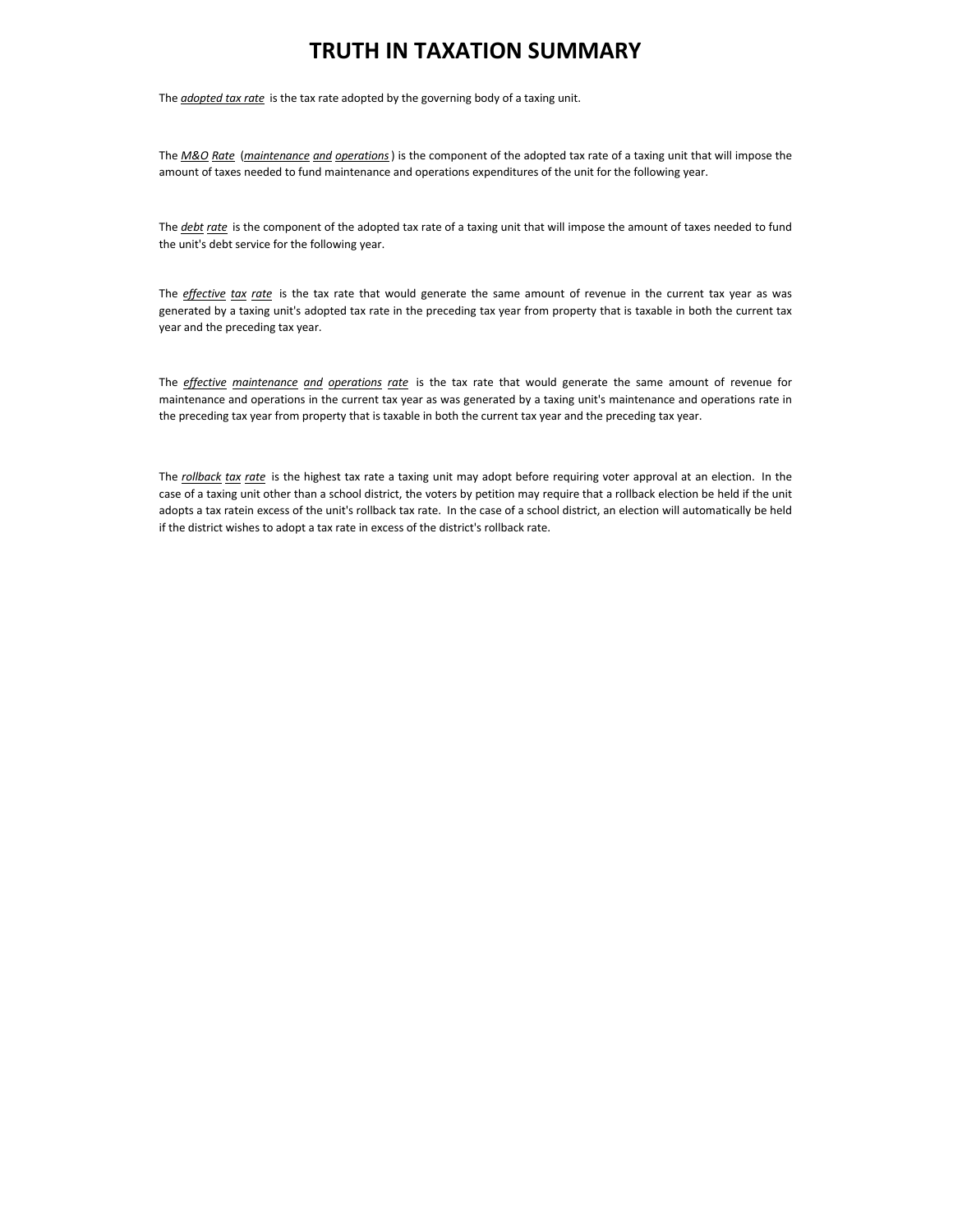# TRUTH IN TAXATION SUMMARY

The ***adopted tax rate*** is the tax rate adopted by the governing body of a taxing unit.

The ***M&O Rate*** (***maintenance and operations***) is the component of the adopted tax rate of a taxing unit that will impose the amount of taxes needed to fund maintenance and operations expenditures of the unit for the following year.

The ***debt rate*** is the component of the adopted tax rate of a taxing unit that will impose the amount of taxes needed to fund the unit's debt service for the following year.

The ***effective tax rate*** is the tax rate that would generate the same amount of revenue in the current tax year as was generated by a taxing unit's adopted tax rate in the preceding tax year from property that is taxable in both the current tax year and the preceding tax year.

The ***effective maintenance and operations rate*** is the tax rate that would generate the same amount of revenue for maintenance and operations in the current tax year as was generated by a taxing unit's maintenance and operations rate in the preceding tax year from property that is taxable in both the current tax year and the preceding tax year.

The ***rollback tax rate*** is the highest tax rate a taxing unit may adopt before requiring voter approval at an election. In the case of a taxing unit other than a school district, the voters by petition may require that a rollback election be held if the unit adopts a tax ratein excess of the unit's rollback tax rate. In the case of a school district, an election will automatically be held if the district wishes to adopt a tax rate in excess of the district's rollback rate.